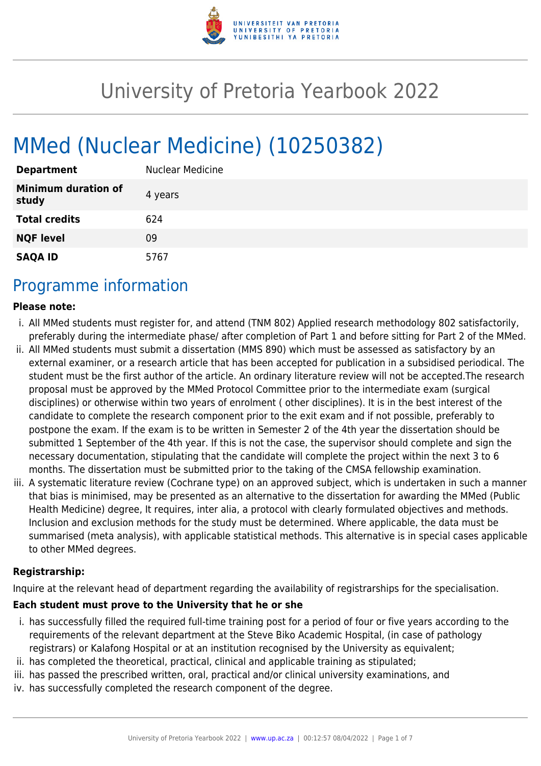# University of Pretoria Yearbook 2022

# MMed (Nuclear Medicine) (10250382)

| | |
|---|---|
| **Department** | Nuclear Medicine |
| **Minimum duration of study** | 4 years |
| **Total credits** | 624 |
| **NQF level** | 09 |
| **SAQA ID** | 5767 |

## Programme information

**Please note:**

i. All MMed students must register for, and attend (TNM 802) Applied research methodology 802 satisfactorily, preferably during the intermediate phase/ after completion of Part 1 and before sitting for Part 2 of the MMed.
ii. All MMed students must submit a dissertation (MMS 890) which must be assessed as satisfactory by an external examiner, or a research article that has been accepted for publication in a subsidised periodical. The student must be the first author of the article. An ordinary literature review will not be accepted.The research proposal must be approved by the MMed Protocol Committee prior to the intermediate exam (surgical disciplines) or otherwise within two years of enrolment ( other disciplines). It is in the best interest of the candidate to complete the research component prior to the exit exam and if not possible, preferably to postpone the exam. If the exam is to be written in Semester 2 of the 4th year the dissertation should be submitted 1 September of the 4th year. If this is not the case, the supervisor should complete and sign the necessary documentation, stipulating that the candidate will complete the project within the next 3 to 6 months. The dissertation must be submitted prior to the taking of the CMSA fellowship examination.
iii. A systematic literature review (Cochrane type) on an approved subject, which is undertaken in such a manner that bias is minimised, may be presented as an alternative to the dissertation for awarding the MMed (Public Health Medicine) degree, It requires, inter alia, a protocol with clearly formulated objectives and methods. Inclusion and exclusion methods for the study must be determined. Where applicable, the data must be summarised (meta analysis), with applicable statistical methods. This alternative is in special cases applicable to other MMed degrees.

**Registrarship:**

Inquire at the relevant head of department regarding the availability of registrarships for the specialisation.

**Each student must prove to the University that he or she**

i. has successfully filled the required full-time training post for a period of four or five years according to the requirements of the relevant department at the Steve Biko Academic Hospital, (in case of pathology registrars) or Kalafong Hospital or at an institution recognised by the University as equivalent;
ii. has completed the theoretical, practical, clinical and applicable training as stipulated;
iii. has passed the prescribed written, oral, practical and/or clinical university examinations, and
iv. has successfully completed the research component of the degree.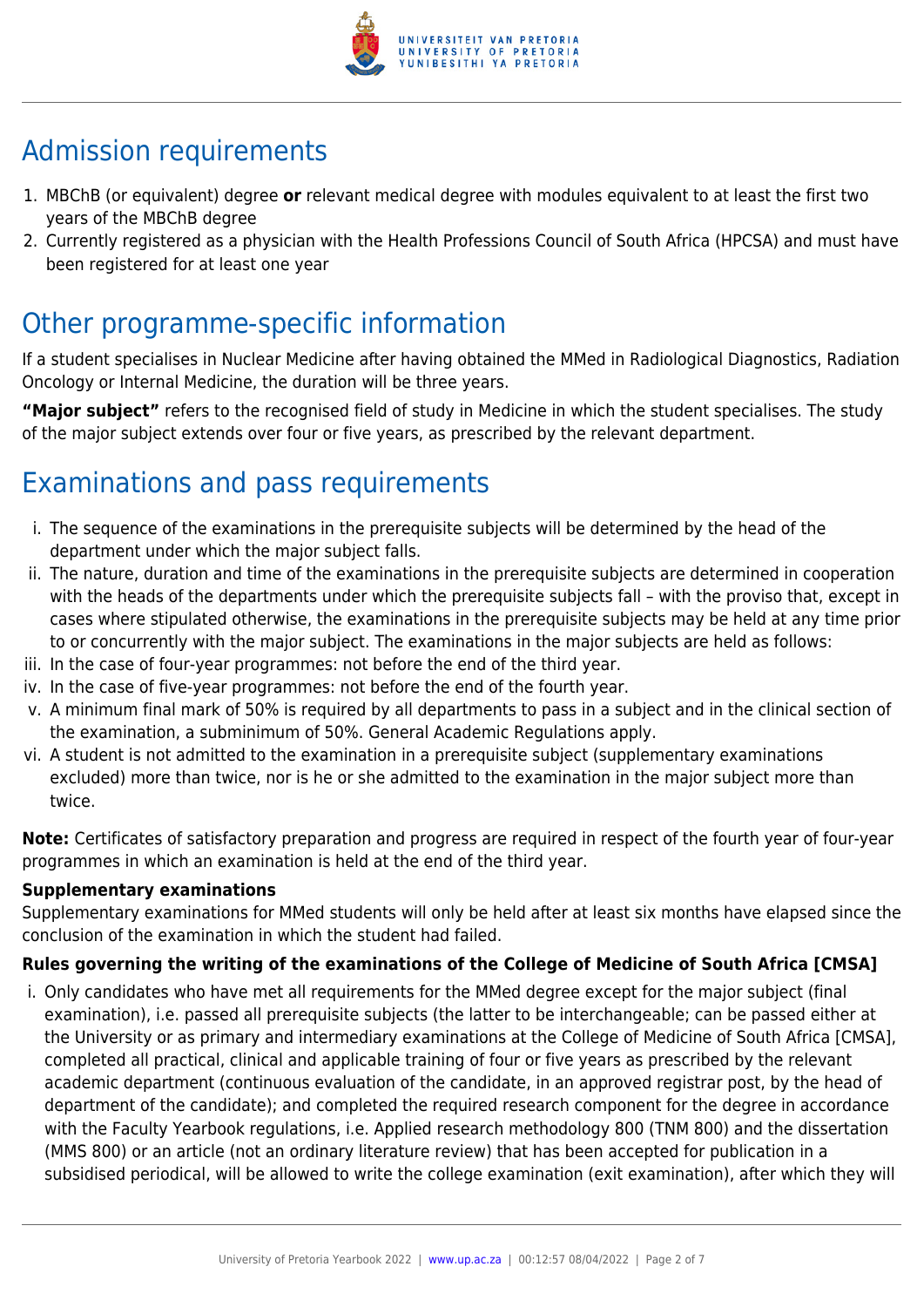## Admission requirements

1. MBChB (or equivalent) degree **or** relevant medical degree with modules equivalent to at least the first two years of the MBChB degree
2. Currently registered as a physician with the Health Professions Council of South Africa (HPCSA) and must have been registered for at least one year

## Other programme-specific information

If a student specialises in Nuclear Medicine after having obtained the MMed in Radiological Diagnostics, Radiation Oncology or Internal Medicine, the duration will be three years.

**"Major subject"** refers to the recognised field of study in Medicine in which the student specialises. The study of the major subject extends over four or five years, as prescribed by the relevant department.

## Examinations and pass requirements

i. The sequence of the examinations in the prerequisite subjects will be determined by the head of the department under which the major subject falls.
ii. The nature, duration and time of the examinations in the prerequisite subjects are determined in cooperation with the heads of the departments under which the prerequisite subjects fall – with the proviso that, except in cases where stipulated otherwise, the examinations in the prerequisite subjects may be held at any time prior to or concurrently with the major subject. The examinations in the major subjects are held as follows:
iii. In the case of four-year programmes: not before the end of the third year.
iv. In the case of five-year programmes: not before the end of the fourth year.
v. A minimum final mark of 50% is required by all departments to pass in a subject and in the clinical section of the examination, a subminimum of 50%. General Academic Regulations apply.
vi. A student is not admitted to the examination in a prerequisite subject (supplementary examinations excluded) more than twice, nor is he or she admitted to the examination in the major subject more than twice.

**Note:** Certificates of satisfactory preparation and progress are required in respect of the fourth year of four-year programmes in which an examination is held at the end of the third year.

**Supplementary examinations**

Supplementary examinations for MMed students will only be held after at least six months have elapsed since the conclusion of the examination in which the student had failed.

**Rules governing the writing of the examinations of the College of Medicine of South Africa [CMSA]**

i. Only candidates who have met all requirements for the MMed degree except for the major subject (final examination), i.e. passed all prerequisite subjects (the latter to be interchangeable; can be passed either at the University or as primary and intermediary examinations at the College of Medicine of South Africa [CMSA], completed all practical, clinical and applicable training of four or five years as prescribed by the relevant academic department (continuous evaluation of the candidate, in an approved registrar post, by the head of department of the candidate); and completed the required research component for the degree in accordance with the Faculty Yearbook regulations, i.e. Applied research methodology 800 (TNM 800) and the dissertation (MMS 800) or an article (not an ordinary literature review) that has been accepted for publication in a subsidised periodical, will be allowed to write the college examination (exit examination), after which they will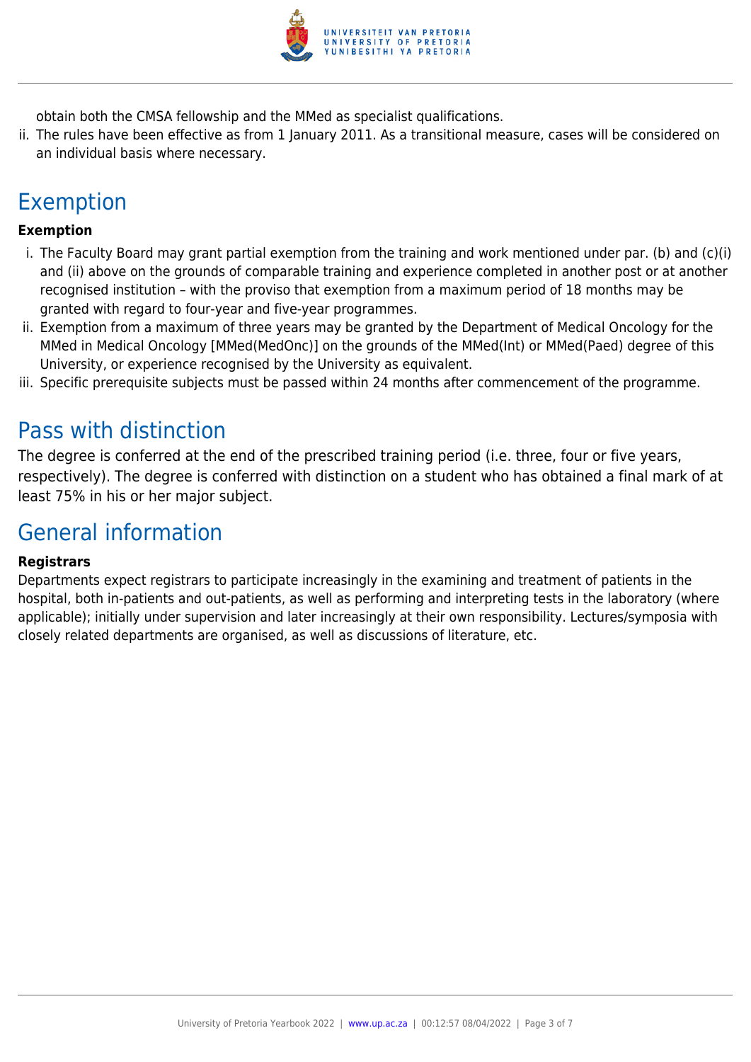obtain both the CMSA fellowship and the MMed as specialist qualifications.

ii. The rules have been effective as from 1 January 2011. As a transitional measure, cases will be considered on an individual basis where necessary.

## Exemption

**Exemption**

i. The Faculty Board may grant partial exemption from the training and work mentioned under par. (b) and (c)(i) and (ii) above on the grounds of comparable training and experience completed in another post or at another recognised institution – with the proviso that exemption from a maximum period of 18 months may be granted with regard to four-year and five-year programmes.

ii. Exemption from a maximum of three years may be granted by the Department of Medical Oncology for the MMed in Medical Oncology [MMed(MedOnc)] on the grounds of the MMed(Int) or MMed(Paed) degree of this University, or experience recognised by the University as equivalent.

iii. Specific prerequisite subjects must be passed within 24 months after commencement of the programme.

## Pass with distinction

The degree is conferred at the end of the prescribed training period (i.e. three, four or five years, respectively). The degree is conferred with distinction on a student who has obtained a final mark of at least 75% in his or her major subject.

## General information

**Registrars**

Departments expect registrars to participate increasingly in the examining and treatment of patients in the hospital, both in-patients and out-patients, as well as performing and interpreting tests in the laboratory (where applicable); initially under supervision and later increasingly at their own responsibility. Lectures/symposia with closely related departments are organised, as well as discussions of literature, etc.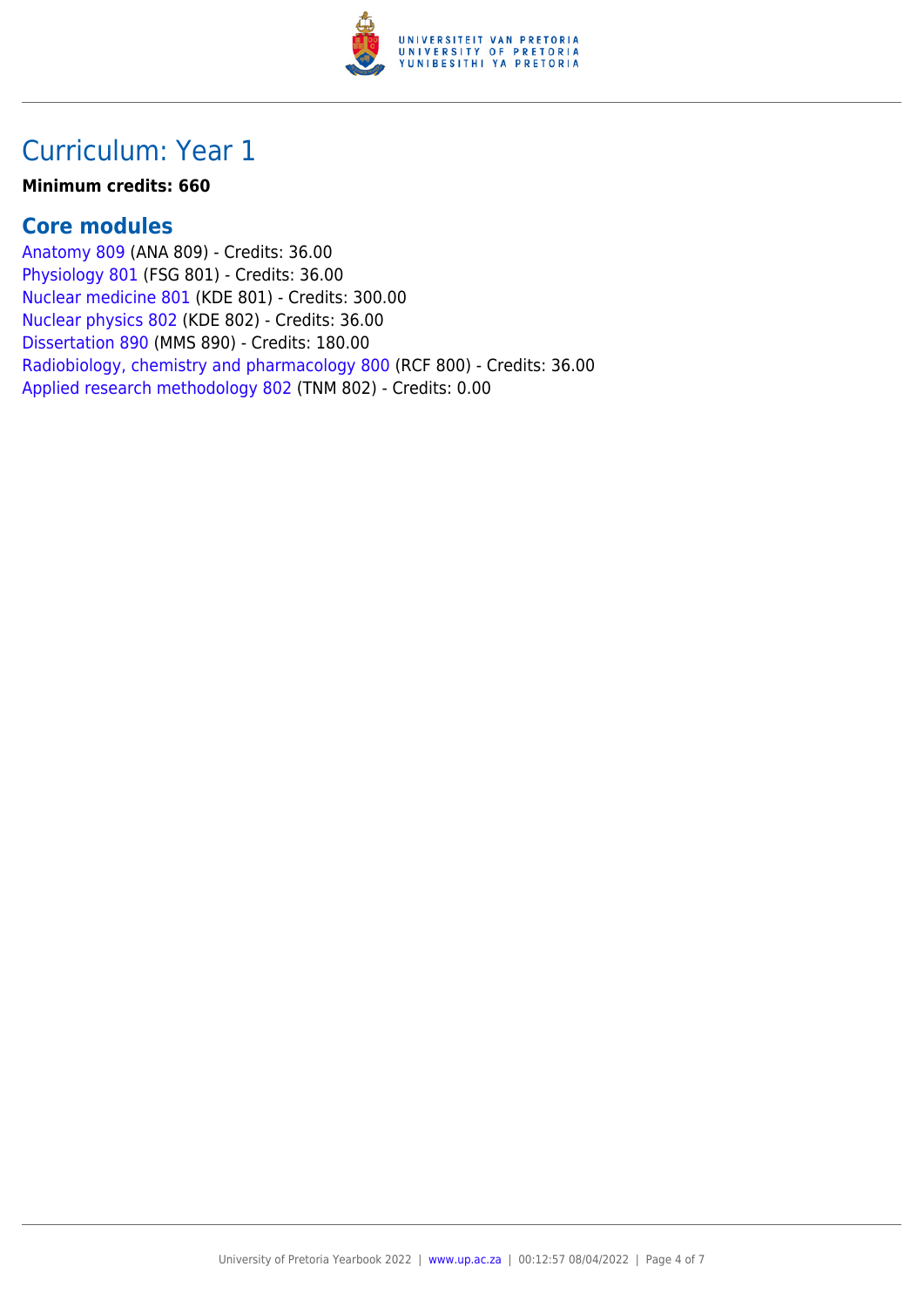# Curriculum: Year 1

**Minimum credits: 660**

## Core modules

Anatomy 809 (ANA 809) - Credits: 36.00
Physiology 801 (FSG 801) - Credits: 36.00
Nuclear medicine 801 (KDE 801) - Credits: 300.00
Nuclear physics 802 (KDE 802) - Credits: 36.00
Dissertation 890 (MMS 890) - Credits: 180.00
Radiobiology, chemistry and pharmacology 800 (RCF 800) - Credits: 36.00
Applied research methodology 802 (TNM 802) - Credits: 0.00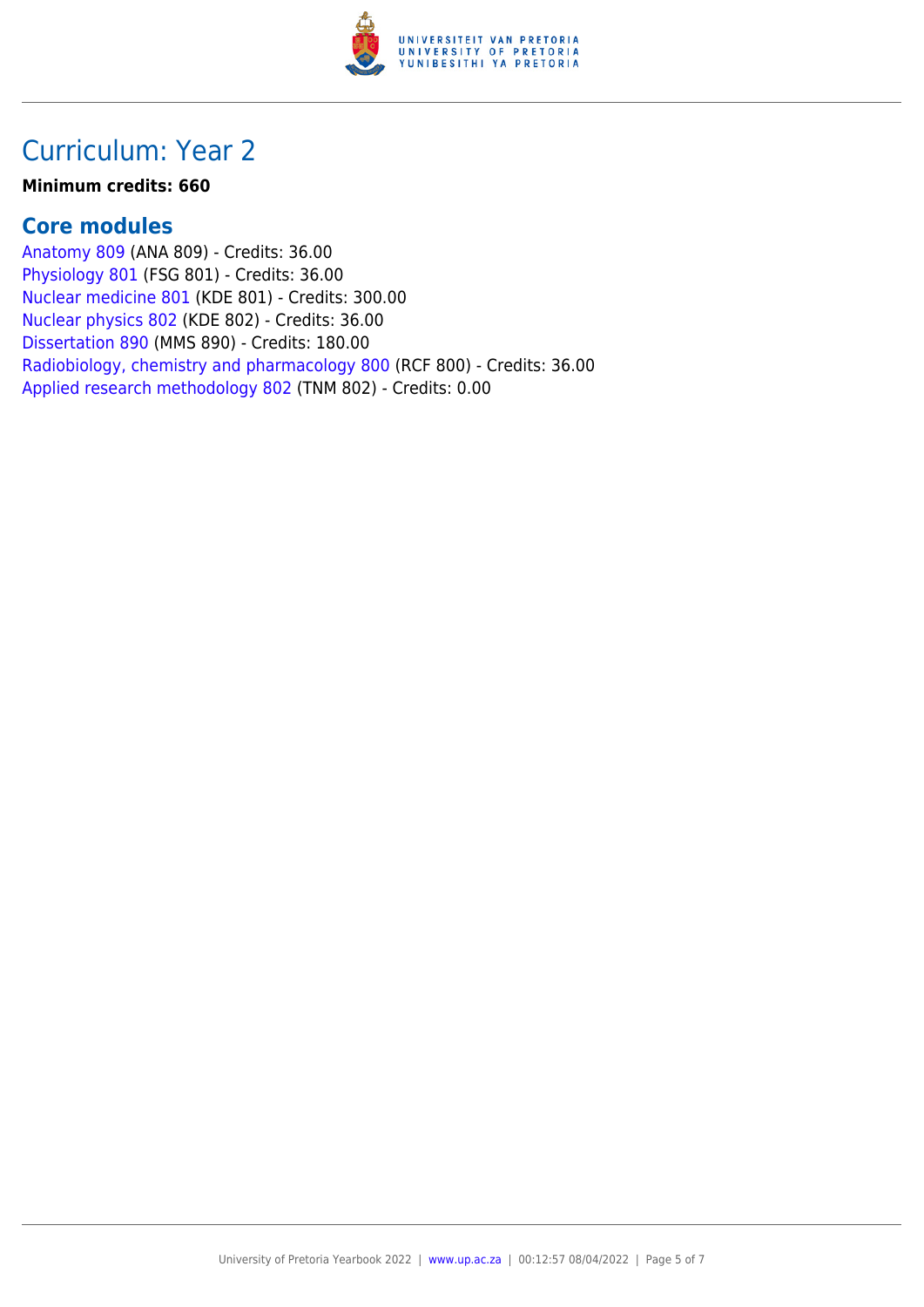# Curriculum: Year 2

**Minimum credits: 660**

## Core modules

Anatomy 809 (ANA 809) - Credits: 36.00
Physiology 801 (FSG 801) - Credits: 36.00
Nuclear medicine 801 (KDE 801) - Credits: 300.00
Nuclear physics 802 (KDE 802) - Credits: 36.00
Dissertation 890 (MMS 890) - Credits: 180.00
Radiobiology, chemistry and pharmacology 800 (RCF 800) - Credits: 36.00
Applied research methodology 802 (TNM 802) - Credits: 0.00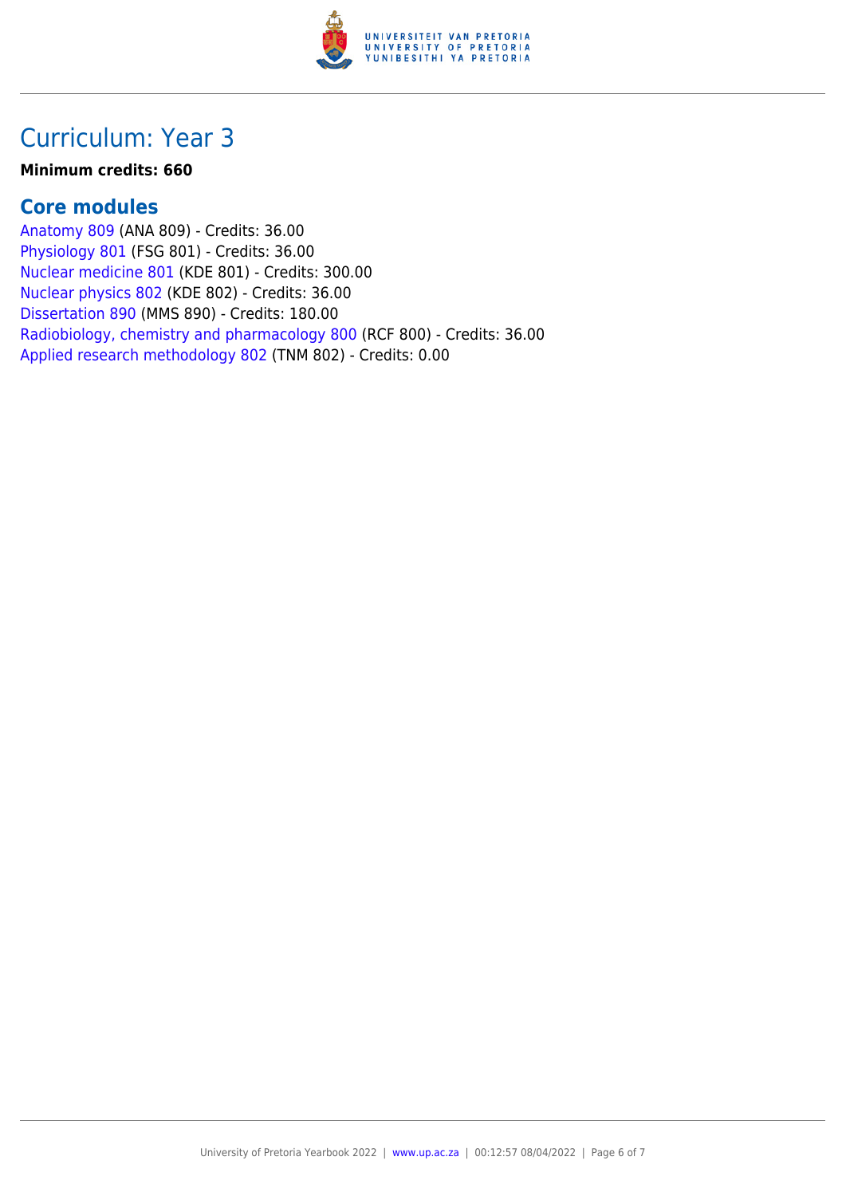# Curriculum: Year 3

**Minimum credits: 660**

## Core modules

Anatomy 809 (ANA 809) - Credits: 36.00
Physiology 801 (FSG 801) - Credits: 36.00
Nuclear medicine 801 (KDE 801) - Credits: 300.00
Nuclear physics 802 (KDE 802) - Credits: 36.00
Dissertation 890 (MMS 890) - Credits: 180.00
Radiobiology, chemistry and pharmacology 800 (RCF 800) - Credits: 36.00
Applied research methodology 802 (TNM 802) - Credits: 0.00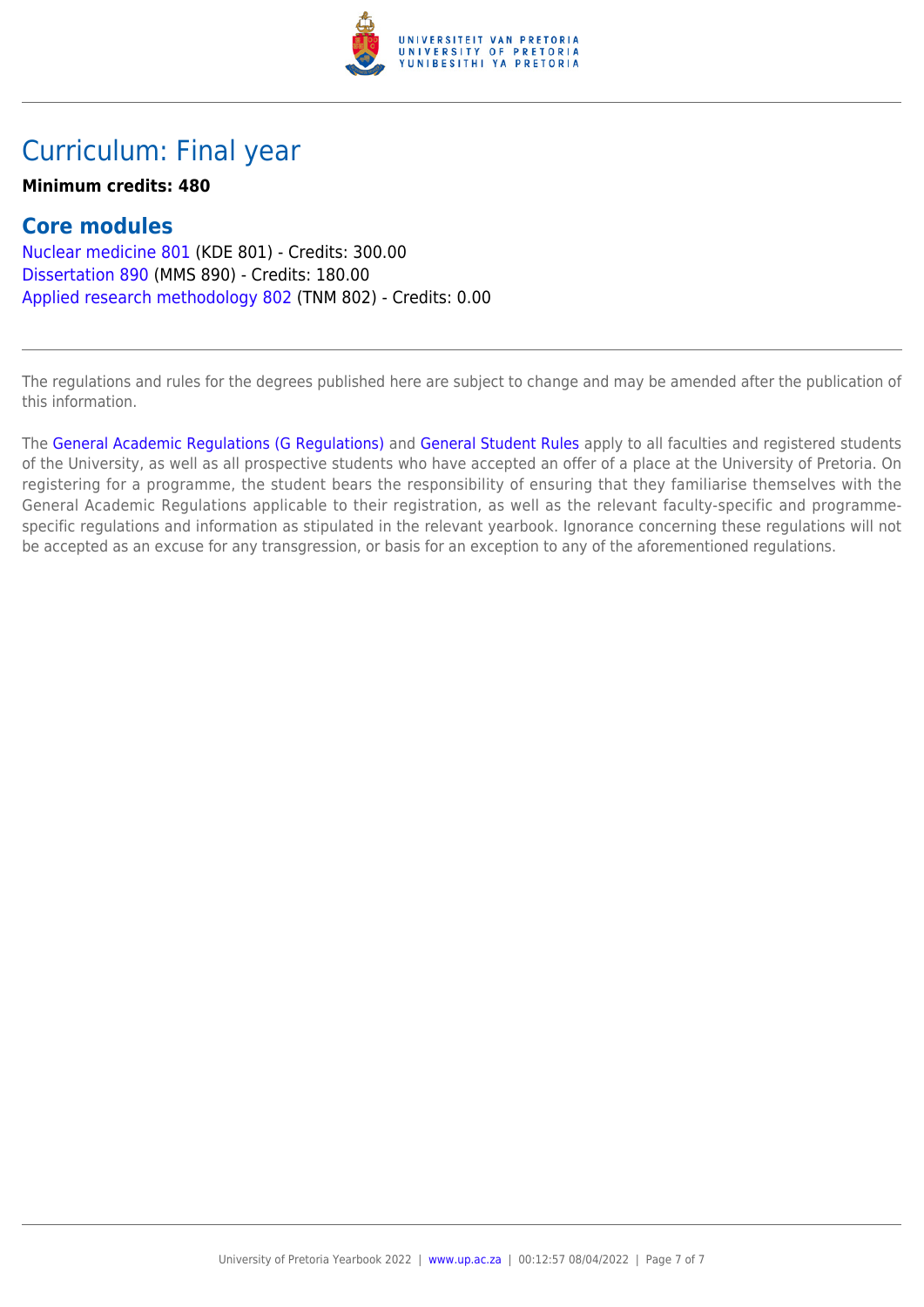## Curriculum: Final year

**Minimum credits: 480**

### Core modules

Nuclear medicine 801 (KDE 801) - Credits: 300.00
Dissertation 890 (MMS 890) - Credits: 180.00
Applied research methodology 802 (TNM 802) - Credits: 0.00

The regulations and rules for the degrees published here are subject to change and may be amended after the publication of this information.

The General Academic Regulations (G Regulations) and General Student Rules apply to all faculties and registered students of the University, as well as all prospective students who have accepted an offer of a place at the University of Pretoria. On registering for a programme, the student bears the responsibility of ensuring that they familiarise themselves with the General Academic Regulations applicable to their registration, as well as the relevant faculty-specific and programme-specific regulations and information as stipulated in the relevant yearbook. Ignorance concerning these regulations will not be accepted as an excuse for any transgression, or basis for an exception to any of the aforementioned regulations.